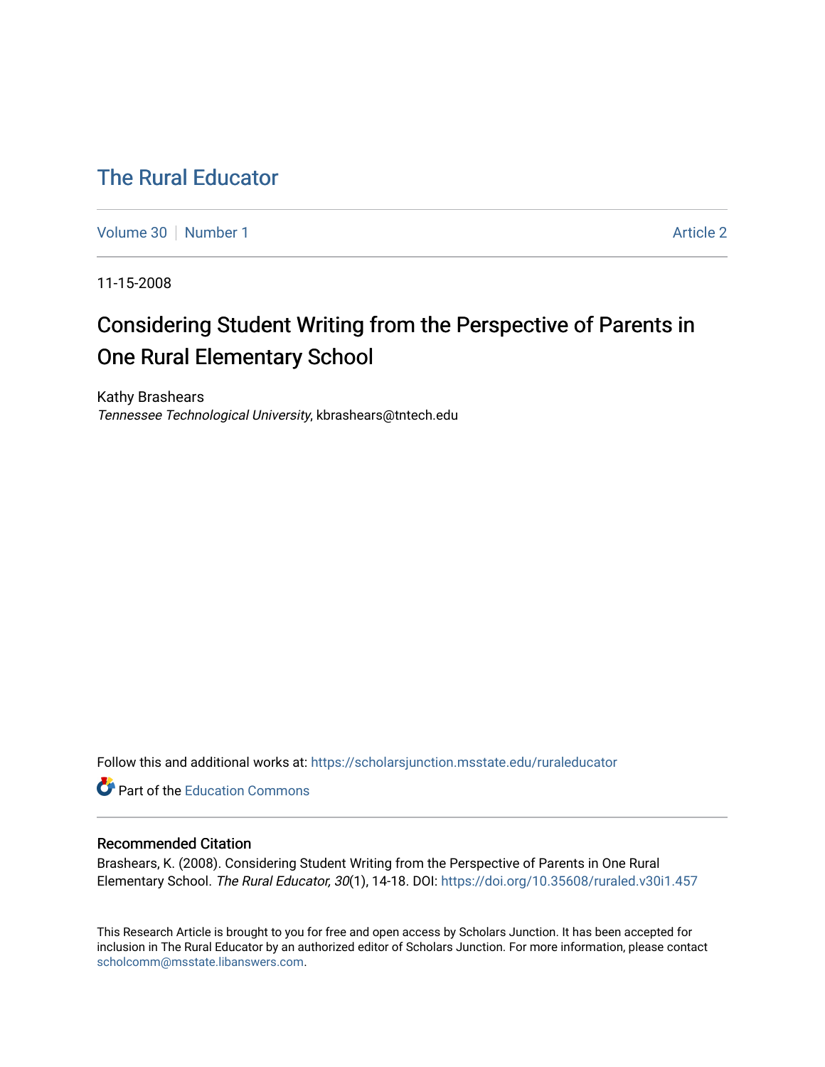# The Rural Educator

Volume 30 | Number 1 | Article 2

11-15-2008

## Considering Student Writing from the Perspective of Parents in One Rural Elementary School

Kathy Brashears
*Tennessee Technological University*, kbrashears@tntech.edu

Follow this and additional works at: https://scholarsjunction.msstate.edu/ruraleducator

Part of the Education Commons

### Recommended Citation

Brashears, K. (2008). Considering Student Writing from the Perspective of Parents in One Rural Elementary School. *The Rural Educator, 30*(1), 14-18. DOI: https://doi.org/10.35608/ruraled.v30i1.457

This Research Article is brought to you for free and open access by Scholars Junction. It has been accepted for inclusion in The Rural Educator by an authorized editor of Scholars Junction. For more information, please contact scholcomm@msstate.libanswers.com.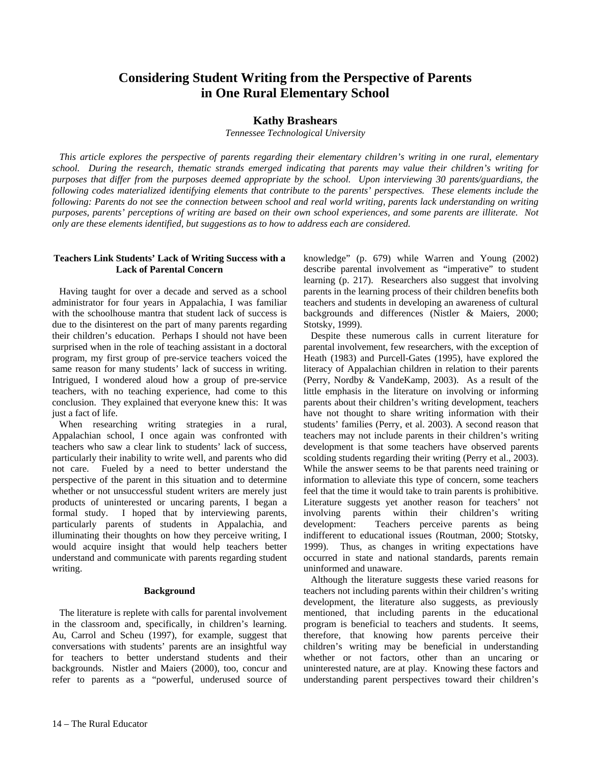# Considering Student Writing from the Perspective of Parents in One Rural Elementary School

**Kathy Brashears**

*Tennessee Technological University*

*This article explores the perspective of parents regarding their elementary children's writing in one rural, elementary school. During the research, thematic strands emerged indicating that parents may value their children's writing for purposes that differ from the purposes deemed appropriate by the school. Upon interviewing 30 parents/guardians, the following codes materialized identifying elements that contribute to the parents' perspectives. These elements include the following: Parents do not see the connection between school and real world writing, parents lack understanding on writing purposes, parents' perceptions of writing are based on their own school experiences, and some parents are illiterate. Not only are these elements identified, but suggestions as to how to address each are considered.*

### Teachers Link Students' Lack of Writing Success with a Lack of Parental Concern

Having taught for over a decade and served as a school administrator for four years in Appalachia, I was familiar with the schoolhouse mantra that student lack of success is due to the disinterest on the part of many parents regarding their children's education. Perhaps I should not have been surprised when in the role of teaching assistant in a doctoral program, my first group of pre-service teachers voiced the same reason for many students' lack of success in writing. Intrigued, I wondered aloud how a group of pre-service teachers, with no teaching experience, had come to this conclusion. They explained that everyone knew this: It was just a fact of life.

When researching writing strategies in a rural, Appalachian school, I once again was confronted with teachers who saw a clear link to students' lack of success, particularly their inability to write well, and parents who did not care. Fueled by a need to better understand the perspective of the parent in this situation and to determine whether or not unsuccessful student writers are merely just products of uninterested or uncaring parents, I began a formal study. I hoped that by interviewing parents, particularly parents of students in Appalachia, and illuminating their thoughts on how they perceive writing, I would acquire insight that would help teachers better understand and communicate with parents regarding student writing.

### Background

The literature is replete with calls for parental involvement in the classroom and, specifically, in children's learning. Au, Carrol and Scheu (1997), for example, suggest that conversations with students' parents are an insightful way for teachers to better understand students and their backgrounds. Nistler and Maiers (2000), too, concur and refer to parents as a "powerful, underused source of knowledge" (p. 679) while Warren and Young (2002) describe parental involvement as "imperative" to student learning (p. 217). Researchers also suggest that involving parents in the learning process of their children benefits both teachers and students in developing an awareness of cultural backgrounds and differences (Nistler & Maiers, 2000; Stotsky, 1999).

Despite these numerous calls in current literature for parental involvement, few researchers, with the exception of Heath (1983) and Purcell-Gates (1995), have explored the literacy of Appalachian children in relation to their parents (Perry, Nordby & VandeKamp, 2003). As a result of the little emphasis in the literature on involving or informing parents about their children's writing development, teachers have not thought to share writing information with their students' families (Perry, et al. 2003). A second reason that teachers may not include parents in their children's writing development is that some teachers have observed parents scolding students regarding their writing (Perry et al., 2003). While the answer seems to be that parents need training or information to alleviate this type of concern, some teachers feel that the time it would take to train parents is prohibitive. Literature suggests yet another reason for teachers' not involving parents within their children's writing development: Teachers perceive parents as being indifferent to educational issues (Routman, 2000; Stotsky, 1999). Thus, as changes in writing expectations have occurred in state and national standards, parents remain uninformed and unaware.

Although the literature suggests these varied reasons for teachers not including parents within their children's writing development, the literature also suggests, as previously mentioned, that including parents in the educational program is beneficial to teachers and students. It seems, therefore, that knowing how parents perceive their children's writing may be beneficial in understanding whether or not factors, other than an uncaring or uninterested nature, are at play. Knowing these factors and understanding parent perspectives toward their children's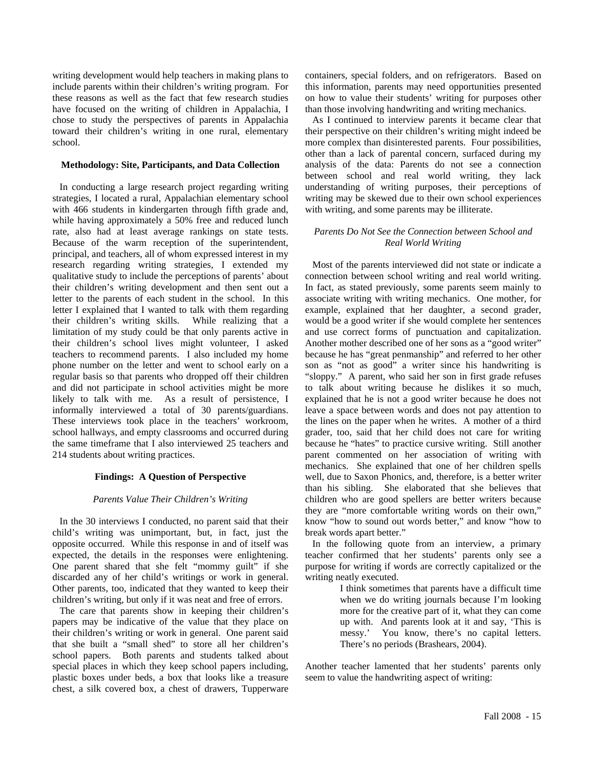writing development would help teachers in making plans to include parents within their children's writing program. For these reasons as well as the fact that few research studies have focused on the writing of children in Appalachia, I chose to study the perspectives of parents in Appalachia toward their children's writing in one rural, elementary school.

## Methodology: Site, Participants, and Data Collection

In conducting a large research project regarding writing strategies, I located a rural, Appalachian elementary school with 466 students in kindergarten through fifth grade and, while having approximately a 50% free and reduced lunch rate, also had at least average rankings on state tests. Because of the warm reception of the superintendent, principal, and teachers, all of whom expressed interest in my research regarding writing strategies, I extended my qualitative study to include the perceptions of parents' about their children's writing development and then sent out a letter to the parents of each student in the school. In this letter I explained that I wanted to talk with them regarding their children's writing skills. While realizing that a limitation of my study could be that only parents active in their children's school lives might volunteer, I asked teachers to recommend parents. I also included my home phone number on the letter and went to school early on a regular basis so that parents who dropped off their children and did not participate in school activities might be more likely to talk with me. As a result of persistence, I informally interviewed a total of 30 parents/guardians. These interviews took place in the teachers' workroom, school hallways, and empty classrooms and occurred during the same timeframe that I also interviewed 25 teachers and 214 students about writing practices.

## Findings: A Question of Perspective

### *Parents Value Their Children's Writing*

In the 30 interviews I conducted, no parent said that their child's writing was unimportant, but, in fact, just the opposite occurred. While this response in and of itself was expected, the details in the responses were enlightening. One parent shared that she felt "mommy guilt" if she discarded any of her child's writings or work in general. Other parents, too, indicated that they wanted to keep their children's writing, but only if it was neat and free of errors.

The care that parents show in keeping their children's papers may be indicative of the value that they place on their children's writing or work in general. One parent said that she built a "small shed" to store all her children's school papers. Both parents and students talked about special places in which they keep school papers including, plastic boxes under beds, a box that looks like a treasure chest, a silk covered box, a chest of drawers, Tupperware containers, special folders, and on refrigerators. Based on this information, parents may need opportunities presented on how to value their students' writing for purposes other than those involving handwriting and writing mechanics.

As I continued to interview parents it became clear that their perspective on their children's writing might indeed be more complex than disinterested parents. Four possibilities, other than a lack of parental concern, surfaced during my analysis of the data: Parents do not see a connection between school and real world writing, they lack understanding of writing purposes, their perceptions of writing may be skewed due to their own school experiences with writing, and some parents may be illiterate.

### *Parents Do Not See the Connection between School and Real World Writing*

Most of the parents interviewed did not state or indicate a connection between school writing and real world writing. In fact, as stated previously, some parents seem mainly to associate writing with writing mechanics. One mother, for example, explained that her daughter, a second grader, would be a good writer if she would complete her sentences and use correct forms of punctuation and capitalization. Another mother described one of her sons as a "good writer" because he has "great penmanship" and referred to her other son as "not as good" a writer since his handwriting is "sloppy." A parent, who said her son in first grade refuses to talk about writing because he dislikes it so much, explained that he is not a good writer because he does not leave a space between words and does not pay attention to the lines on the paper when he writes. A mother of a third grader, too, said that her child does not care for writing because he "hates" to practice cursive writing. Still another parent commented on her association of writing with mechanics. She explained that one of her children spells well, due to Saxon Phonics, and, therefore, is a better writer than his sibling. She elaborated that she believes that children who are good spellers are better writers because they are "more comfortable writing words on their own," know "how to sound out words better," and know "how to break words apart better."

In the following quote from an interview, a primary teacher confirmed that her students' parents only see a purpose for writing if words are correctly capitalized or the writing neatly executed.

> I think sometimes that parents have a difficult time when we do writing journals because I'm looking more for the creative part of it, what they can come up with. And parents look at it and say, 'This is messy.' You know, there's no capital letters. There's no periods (Brashears, 2004).

Another teacher lamented that her students' parents only seem to value the handwriting aspect of writing: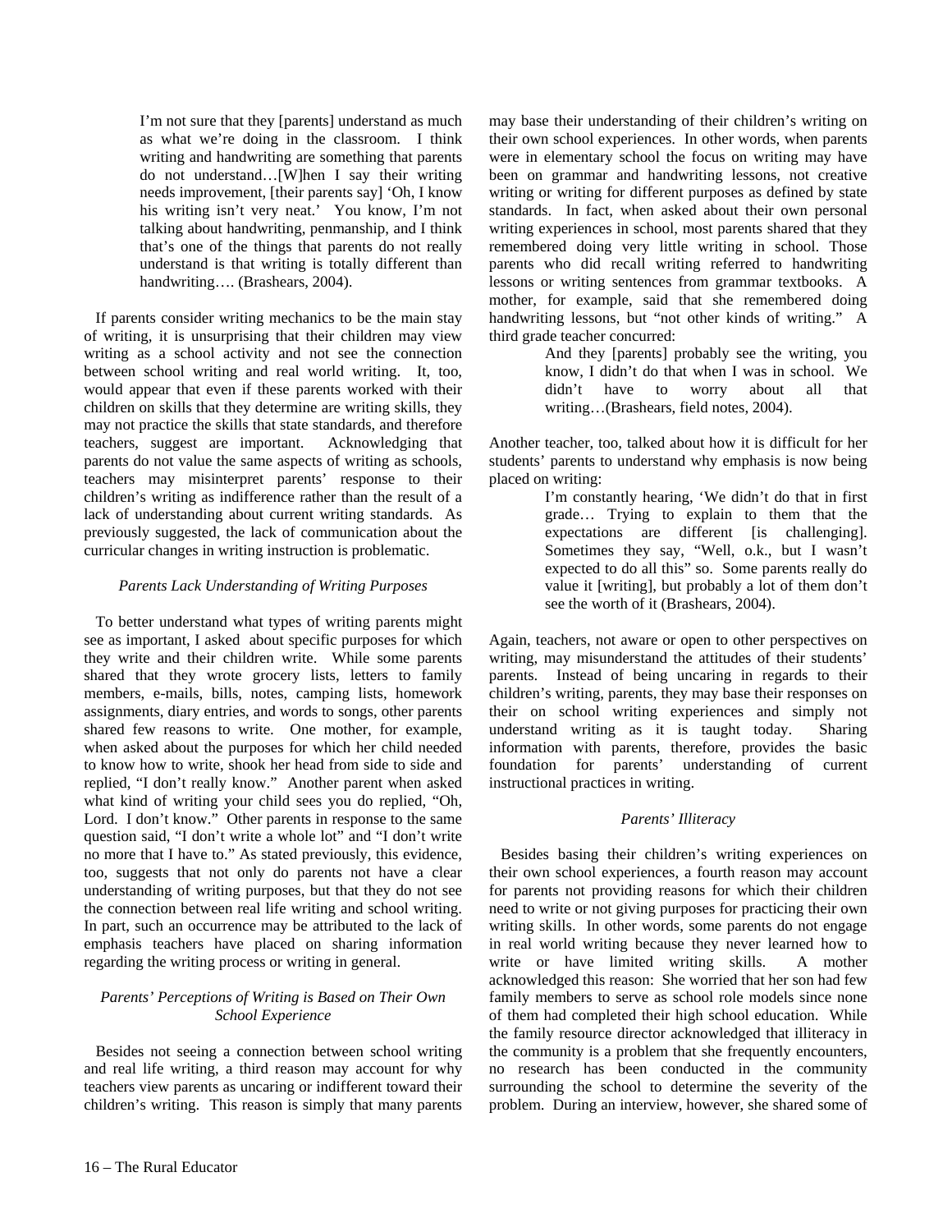> I'm not sure that they [parents] understand as much as what we're doing in the classroom. I think writing and handwriting are something that parents do not understand…[W]hen I say their writing needs improvement, [their parents say] 'Oh, I know his writing isn't very neat.' You know, I'm not talking about handwriting, penmanship, and I think that's one of the things that parents do not really understand is that writing is totally different than handwriting…. (Brashears, 2004).

If parents consider writing mechanics to be the main stay of writing, it is unsurprising that their children may view writing as a school activity and not see the connection between school writing and real world writing. It, too, would appear that even if these parents worked with their children on skills that they determine are writing skills, they may not practice the skills that state standards, and therefore teachers, suggest are important. Acknowledging that parents do not value the same aspects of writing as schools, teachers may misinterpret parents' response to their children's writing as indifference rather than the result of a lack of understanding about current writing standards. As previously suggested, the lack of communication about the curricular changes in writing instruction is problematic.

### *Parents Lack Understanding of Writing Purposes*

To better understand what types of writing parents might see as important, I asked about specific purposes for which they write and their children write. While some parents shared that they wrote grocery lists, letters to family members, e-mails, bills, notes, camping lists, homework assignments, diary entries, and words to songs, other parents shared few reasons to write. One mother, for example, when asked about the purposes for which her child needed to know how to write, shook her head from side to side and replied, "I don't really know." Another parent when asked what kind of writing your child sees you do replied, "Oh, Lord. I don't know." Other parents in response to the same question said, "I don't write a whole lot" and "I don't write no more that I have to." As stated previously, this evidence, too, suggests that not only do parents not have a clear understanding of writing purposes, but that they do not see the connection between real life writing and school writing. In part, such an occurrence may be attributed to the lack of emphasis teachers have placed on sharing information regarding the writing process or writing in general.

### *Parents' Perceptions of Writing is Based on Their Own School Experience*

Besides not seeing a connection between school writing and real life writing, a third reason may account for why teachers view parents as uncaring or indifferent toward their children's writing. This reason is simply that many parents may base their understanding of their children's writing on their own school experiences. In other words, when parents were in elementary school the focus on writing may have been on grammar and handwriting lessons, not creative writing or writing for different purposes as defined by state standards. In fact, when asked about their own personal writing experiences in school, most parents shared that they remembered doing very little writing in school. Those parents who did recall writing referred to handwriting lessons or writing sentences from grammar textbooks. A mother, for example, said that she remembered doing handwriting lessons, but "not other kinds of writing." A third grade teacher concurred:

> And they [parents] probably see the writing, you know, I didn't do that when I was in school. We didn't have to worry about all that writing…(Brashears, field notes, 2004).

Another teacher, too, talked about how it is difficult for her students' parents to understand why emphasis is now being placed on writing:

> I'm constantly hearing, 'We didn't do that in first grade… Trying to explain to them that the expectations are different [is challenging]. Sometimes they say, "Well, o.k., but I wasn't expected to do all this" so. Some parents really do value it [writing], but probably a lot of them don't see the worth of it (Brashears, 2004).

Again, teachers, not aware or open to other perspectives on writing, may misunderstand the attitudes of their students' parents. Instead of being uncaring in regards to their children's writing, parents, they may base their responses on their on school writing experiences and simply not understand writing as it is taught today. Sharing information with parents, therefore, provides the basic foundation for parents' understanding of current instructional practices in writing.

### *Parents' Illiteracy*

Besides basing their children's writing experiences on their own school experiences, a fourth reason may account for parents not providing reasons for which their children need to write or not giving purposes for practicing their own writing skills. In other words, some parents do not engage in real world writing because they never learned how to write or have limited writing skills. A mother acknowledged this reason: She worried that her son had few family members to serve as school role models since none of them had completed their high school education. While the family resource director acknowledged that illiteracy in the community is a problem that she frequently encounters, no research has been conducted in the community surrounding the school to determine the severity of the problem. During an interview, however, she shared some of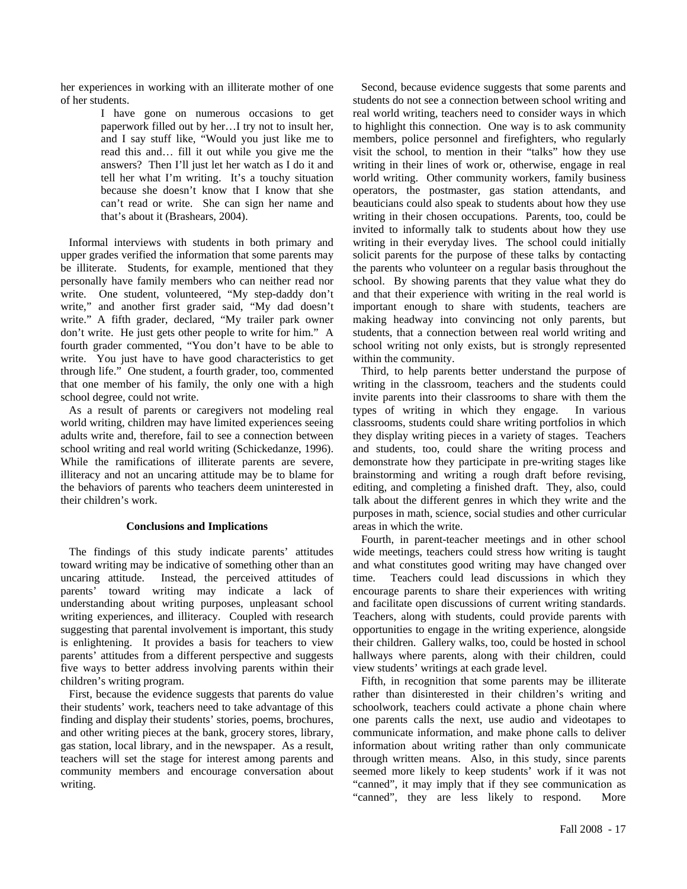her experiences in working with an illiterate mother of one of her students.

> I have gone on numerous occasions to get paperwork filled out by her…I try not to insult her, and I say stuff like, "Would you just like me to read this and… fill it out while you give me the answers? Then I'll just let her watch as I do it and tell her what I'm writing. It's a touchy situation because she doesn't know that I know that she can't read or write. She can sign her name and that's about it (Brashears, 2004).

Informal interviews with students in both primary and upper grades verified the information that some parents may be illiterate. Students, for example, mentioned that they personally have family members who can neither read nor write. One student, volunteered, "My step-daddy don't write," and another first grader said, "My dad doesn't write." A fifth grader, declared, "My trailer park owner don't write. He just gets other people to write for him." A fourth grader commented, "You don't have to be able to write. You just have to have good characteristics to get through life." One student, a fourth grader, too, commented that one member of his family, the only one with a high school degree, could not write.

As a result of parents or caregivers not modeling real world writing, children may have limited experiences seeing adults write and, therefore, fail to see a connection between school writing and real world writing (Schickedanze, 1996). While the ramifications of illiterate parents are severe, illiteracy and not an uncaring attitude may be to blame for the behaviors of parents who teachers deem uninterested in their children's work.

## Conclusions and Implications

The findings of this study indicate parents' attitudes toward writing may be indicative of something other than an uncaring attitude. Instead, the perceived attitudes of parents' toward writing may indicate a lack of understanding about writing purposes, unpleasant school writing experiences, and illiteracy. Coupled with research suggesting that parental involvement is important, this study is enlightening. It provides a basis for teachers to view parents' attitudes from a different perspective and suggests five ways to better address involving parents within their children's writing program.

First, because the evidence suggests that parents do value their students' work, teachers need to take advantage of this finding and display their students' stories, poems, brochures, and other writing pieces at the bank, grocery stores, library, gas station, local library, and in the newspaper. As a result, teachers will set the stage for interest among parents and community members and encourage conversation about writing.

Second, because evidence suggests that some parents and students do not see a connection between school writing and real world writing, teachers need to consider ways in which to highlight this connection. One way is to ask community members, police personnel and firefighters, who regularly visit the school, to mention in their "talks" how they use writing in their lines of work or, otherwise, engage in real world writing. Other community workers, family business operators, the postmaster, gas station attendants, and beauticians could also speak to students about how they use writing in their chosen occupations. Parents, too, could be invited to informally talk to students about how they use writing in their everyday lives. The school could initially solicit parents for the purpose of these talks by contacting the parents who volunteer on a regular basis throughout the school. By showing parents that they value what they do and that their experience with writing in the real world is important enough to share with students, teachers are making headway into convincing not only parents, but students, that a connection between real world writing and school writing not only exists, but is strongly represented within the community.

Third, to help parents better understand the purpose of writing in the classroom, teachers and the students could invite parents into their classrooms to share with them the types of writing in which they engage. In various classrooms, students could share writing portfolios in which they display writing pieces in a variety of stages. Teachers and students, too, could share the writing process and demonstrate how they participate in pre-writing stages like brainstorming and writing a rough draft before revising, editing, and completing a finished draft. They, also, could talk about the different genres in which they write and the purposes in math, science, social studies and other curricular areas in which the write.

Fourth, in parent-teacher meetings and in other school wide meetings, teachers could stress how writing is taught and what constitutes good writing may have changed over time. Teachers could lead discussions in which they encourage parents to share their experiences with writing and facilitate open discussions of current writing standards. Teachers, along with students, could provide parents with opportunities to engage in the writing experience, alongside their children. Gallery walks, too, could be hosted in school hallways where parents, along with their children, could view students' writings at each grade level.

Fifth, in recognition that some parents may be illiterate rather than disinterested in their children's writing and schoolwork, teachers could activate a phone chain where one parents calls the next, use audio and videotapes to communicate information, and make phone calls to deliver information about writing rather than only communicate through written means. Also, in this study, since parents seemed more likely to keep students' work if it was not "canned", it may imply that if they see communication as "canned", they are less likely to respond. More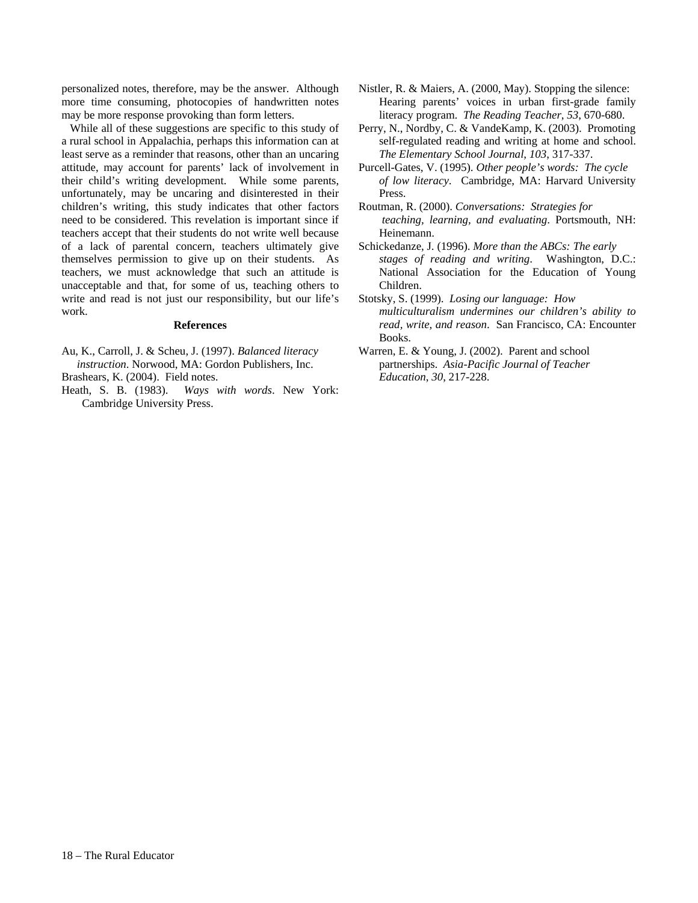personalized notes, therefore, may be the answer. Although more time consuming, photocopies of handwritten notes may be more response provoking than form letters.

While all of these suggestions are specific to this study of a rural school in Appalachia, perhaps this information can at least serve as a reminder that reasons, other than an uncaring attitude, may account for parents' lack of involvement in their child's writing development. While some parents, unfortunately, may be uncaring and disinterested in their children's writing, this study indicates that other factors need to be considered. This revelation is important since if teachers accept that their students do not write well because of a lack of parental concern, teachers ultimately give themselves permission to give up on their students. As teachers, we must acknowledge that such an attitude is unacceptable and that, for some of us, teaching others to write and read is not just our responsibility, but our life's work.

**References**

Au, K., Carroll, J. & Scheu, J. (1997). *Balanced literacy instruction*. Norwood, MA: Gordon Publishers, Inc.

Brashears, K. (2004). Field notes.

Heath, S. B. (1983). *Ways with words*. New York: Cambridge University Press.

Nistler, R. & Maiers, A. (2000, May). Stopping the silence: Hearing parents' voices in urban first-grade family literacy program. *The Reading Teacher*, *53*, 670-680.

Perry, N., Nordby, C. & VandeKamp, K. (2003). Promoting self-regulated reading and writing at home and school. *The Elementary School Journal*, *103*, 317-337.

Purcell-Gates, V. (1995). *Other people's words: The cycle of low literacy*. Cambridge, MA: Harvard University Press.

Routman, R. (2000). *Conversations: Strategies for teaching, learning, and evaluating*. Portsmouth, NH: Heinemann.

Schickedanze, J. (1996). *More than the ABCs: The early stages of reading and writing*. Washington, D.C.: National Association for the Education of Young Children.

Stotsky, S. (1999). *Losing our language: How multiculturalism undermines our children's ability to read, write, and reason*. San Francisco, CA: Encounter Books.

Warren, E. & Young, J. (2002). Parent and school partnerships. *Asia-Pacific Journal of Teacher Education*, *30*, 217-228.